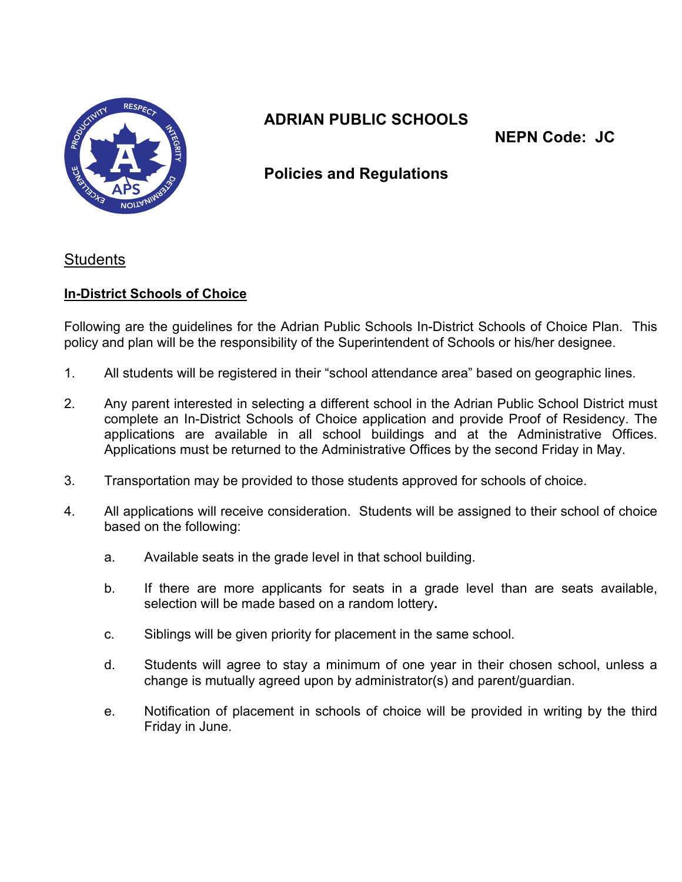# ADRIAN PUBLIC SCHOOLS

**NEPN Code: JC**

## Policies and Regulations

Students

**In-District Schools of Choice**

Following are the guidelines for the Adrian Public Schools In-District Schools of Choice Plan. This policy and plan will be the responsibility of the Superintendent of Schools or his/her designee.

1. All students will be registered in their "school attendance area" based on geographic lines.

2. Any parent interested in selecting a different school in the Adrian Public School District must complete an In-District Schools of Choice application and provide Proof of Residency. The applications are available in all school buildings and at the Administrative Offices. Applications must be returned to the Administrative Offices by the second Friday in May.

3. Transportation may be provided to those students approved for schools of choice.

4. All applications will receive consideration. Students will be assigned to their school of choice based on the following:

   a. Available seats in the grade level in that school building.

   b. If there are more applicants for seats in a grade level than are seats available, selection will be made based on a random lottery.

   c. Siblings will be given priority for placement in the same school.

   d. Students will agree to stay a minimum of one year in their chosen school, unless a change is mutually agreed upon by administrator(s) and parent/guardian.

   e. Notification of placement in schools of choice will be provided in writing by the third Friday in June.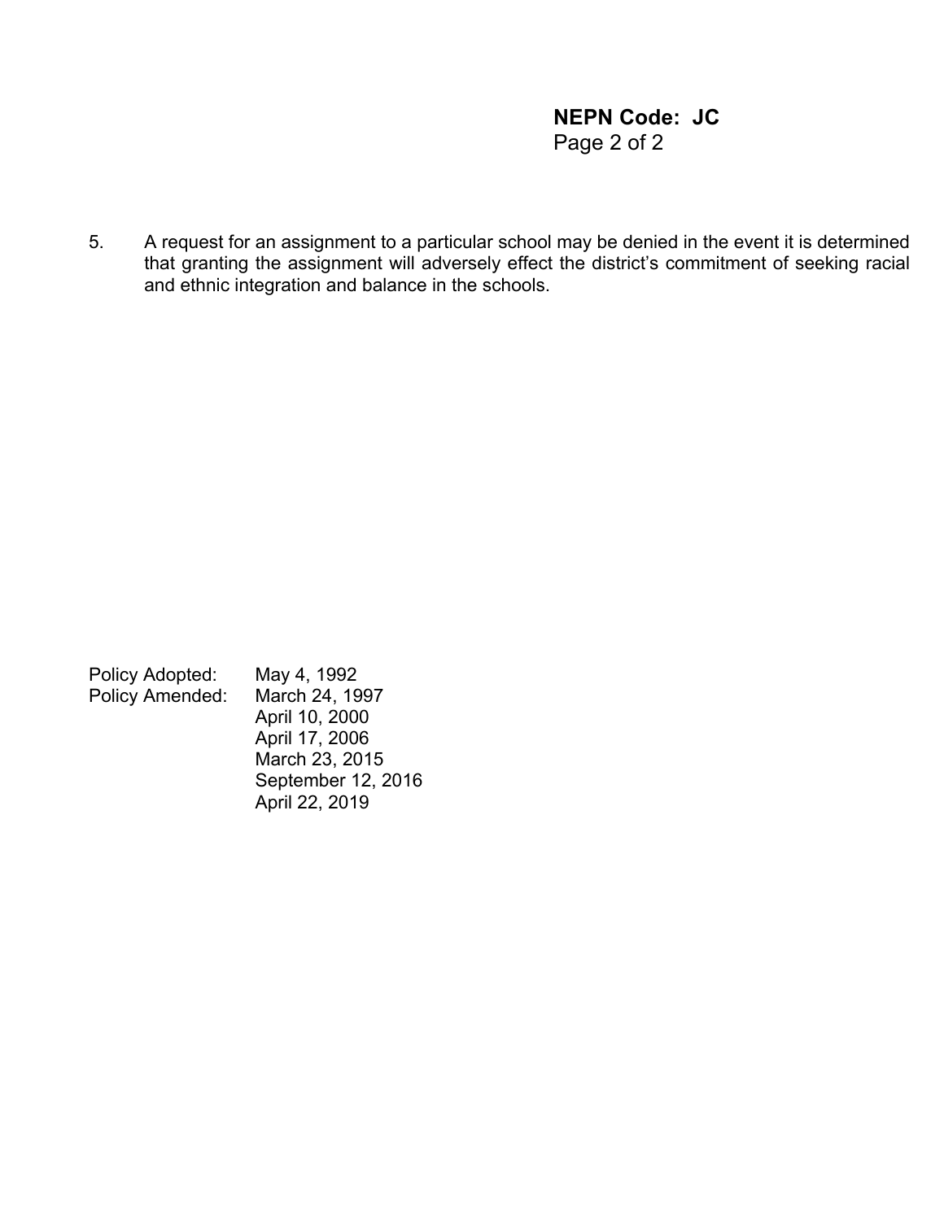5. A request for an assignment to a particular school may be denied in the event it is determined that granting the assignment will adversely effect the district's commitment of seeking racial and ethnic integration and balance in the schools.

Policy Adopted: May 4, 1992
Policy Amended: March 24, 1997
April 10, 2000
April 17, 2006
March 23, 2015
September 12, 2016
April 22, 2019